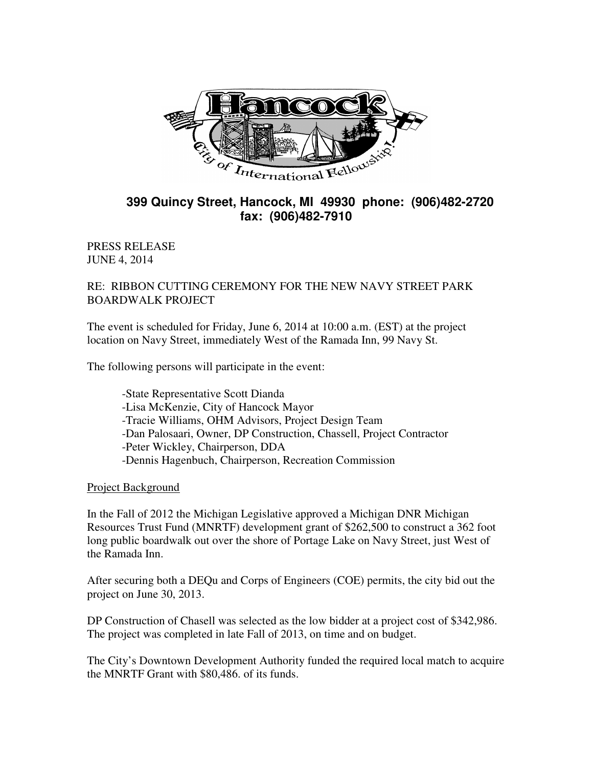**399 Quincy Street, Hancock, MI 49930 phone: (906)482-2720**
**fax: (906)482-7910**

PRESS RELEASE
JUNE 4, 2014

RE: RIBBON CUTTING CEREMONY FOR THE NEW NAVY STREET PARK BOARDWALK PROJECT

The event is scheduled for Friday, June 6, 2014 at 10:00 a.m. (EST) at the project location on Navy Street, immediately West of the Ramada Inn, 99 Navy St.

The following persons will participate in the event:

- -State Representative Scott Dianda
- -Lisa McKenzie, City of Hancock Mayor
- -Tracie Williams, OHM Advisors, Project Design Team
- -Dan Palosaari, Owner, DP Construction, Chassell, Project Contractor
- -Peter Wickley, Chairperson, DDA
- -Dennis Hagenbuch, Chairperson, Recreation Commission

Project Background

In the Fall of 2012 the Michigan Legislative approved a Michigan DNR Michigan Resources Trust Fund (MNRTF) development grant of $262,500 to construct a 362 foot long public boardwalk out over the shore of Portage Lake on Navy Street, just West of the Ramada Inn.

After securing both a DEQu and Corps of Engineers (COE) permits, the city bid out the project on June 30, 2013.

DP Construction of Chasell was selected as the low bidder at a project cost of $342,986. The project was completed in late Fall of 2013, on time and on budget.

The City's Downtown Development Authority funded the required local match to acquire the MNRTF Grant with $80,486. of its funds.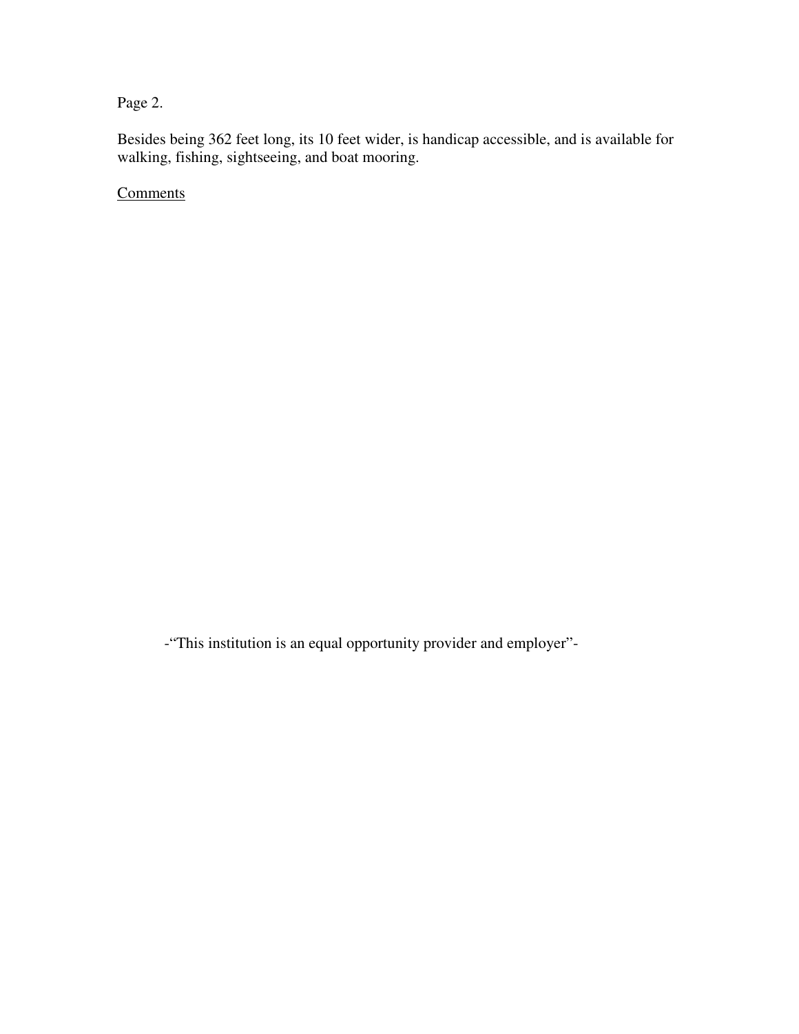Besides being 362 feet long, its 10 feet wider, is handicap accessible, and is available for walking, fishing, sightseeing, and boat mooring.

<u>Comments</u>

-"This institution is an equal opportunity provider and employer"-